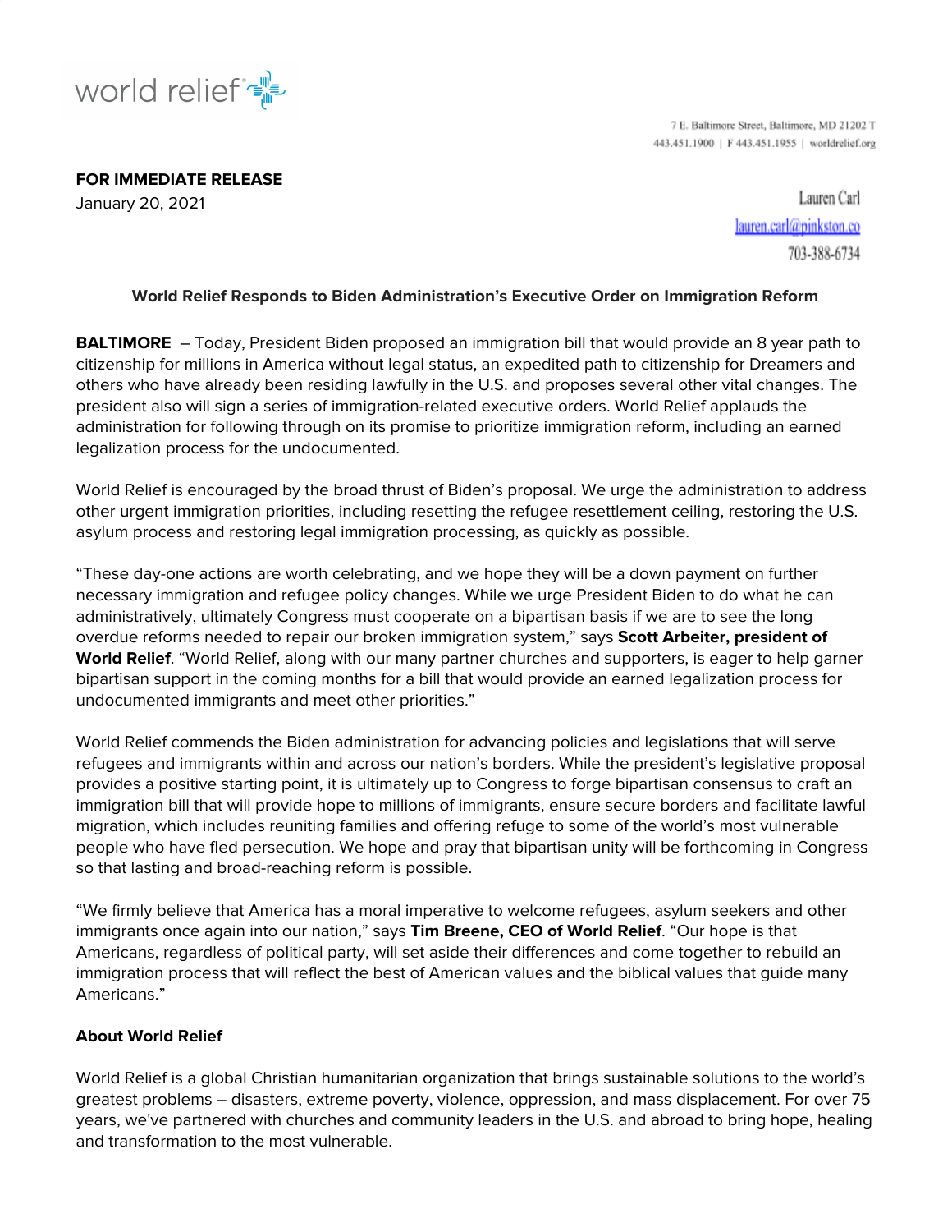world relief

7 E. Baltimore Street, Baltimore, MD 21202 T 443.451.1900 | F 443.451.1955 | worldrelief.org

**FOR IMMEDIATE RELEASE**
January 20, 2021

Lauren Carl
lauren.carl@pinkston.co
703-388-6734

**World Relief Responds to Biden Administration's Executive Order on Immigration Reform**

**BALTIMORE** – Today, President Biden proposed an immigration bill that would provide an 8 year path to citizenship for millions in America without legal status, an expedited path to citizenship for Dreamers and others who have already been residing lawfully in the U.S. and proposes several other vital changes. The president also will sign a series of immigration-related executive orders. World Relief applauds the administration for following through on its promise to prioritize immigration reform, including an earned legalization process for the undocumented.

World Relief is encouraged by the broad thrust of Biden's proposal. We urge the administration to address other urgent immigration priorities, including resetting the refugee resettlement ceiling, restoring the U.S. asylum process and restoring legal immigration processing, as quickly as possible.

"These day-one actions are worth celebrating, and we hope they will be a down payment on further necessary immigration and refugee policy changes. While we urge President Biden to do what he can administratively, ultimately Congress must cooperate on a bipartisan basis if we are to see the long overdue reforms needed to repair our broken immigration system," says **Scott Arbeiter, president of World Relief**. "World Relief, along with our many partner churches and supporters, is eager to help garner bipartisan support in the coming months for a bill that would provide an earned legalization process for undocumented immigrants and meet other priorities."

World Relief commends the Biden administration for advancing policies and legislations that will serve refugees and immigrants within and across our nation's borders. While the president's legislative proposal provides a positive starting point, it is ultimately up to Congress to forge bipartisan consensus to craft an immigration bill that will provide hope to millions of immigrants, ensure secure borders and facilitate lawful migration, which includes reuniting families and offering refuge to some of the world's most vulnerable people who have fled persecution. We hope and pray that bipartisan unity will be forthcoming in Congress so that lasting and broad-reaching reform is possible.

"We firmly believe that America has a moral imperative to welcome refugees, asylum seekers and other immigrants once again into our nation," says **Tim Breene, CEO of World Relief**. "Our hope is that Americans, regardless of political party, will set aside their differences and come together to rebuild an immigration process that will reflect the best of American values and the biblical values that guide many Americans."

**About World Relief**

World Relief is a global Christian humanitarian organization that brings sustainable solutions to the world's greatest problems – disasters, extreme poverty, violence, oppression, and mass displacement. For over 75 years, we've partnered with churches and community leaders in the U.S. and abroad to bring hope, healing and transformation to the most vulnerable.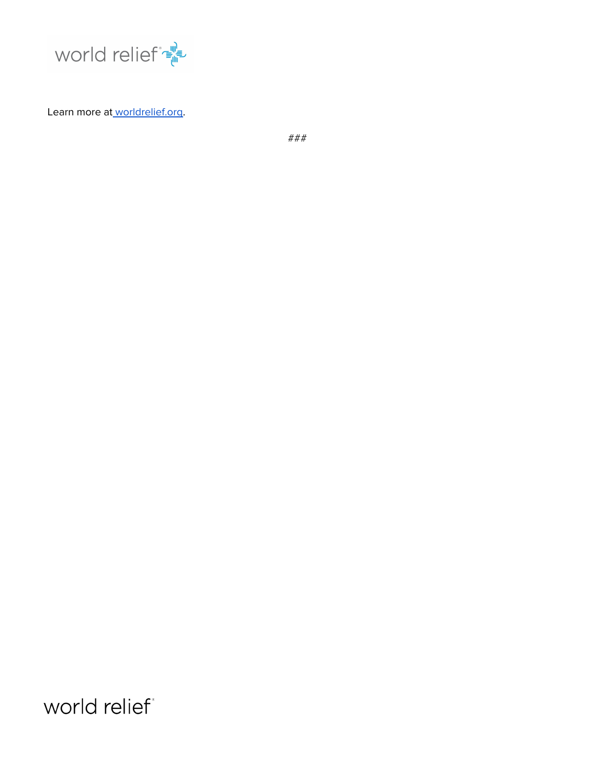Learn more at [worldrelief.org](https://worldrelief.org).

###